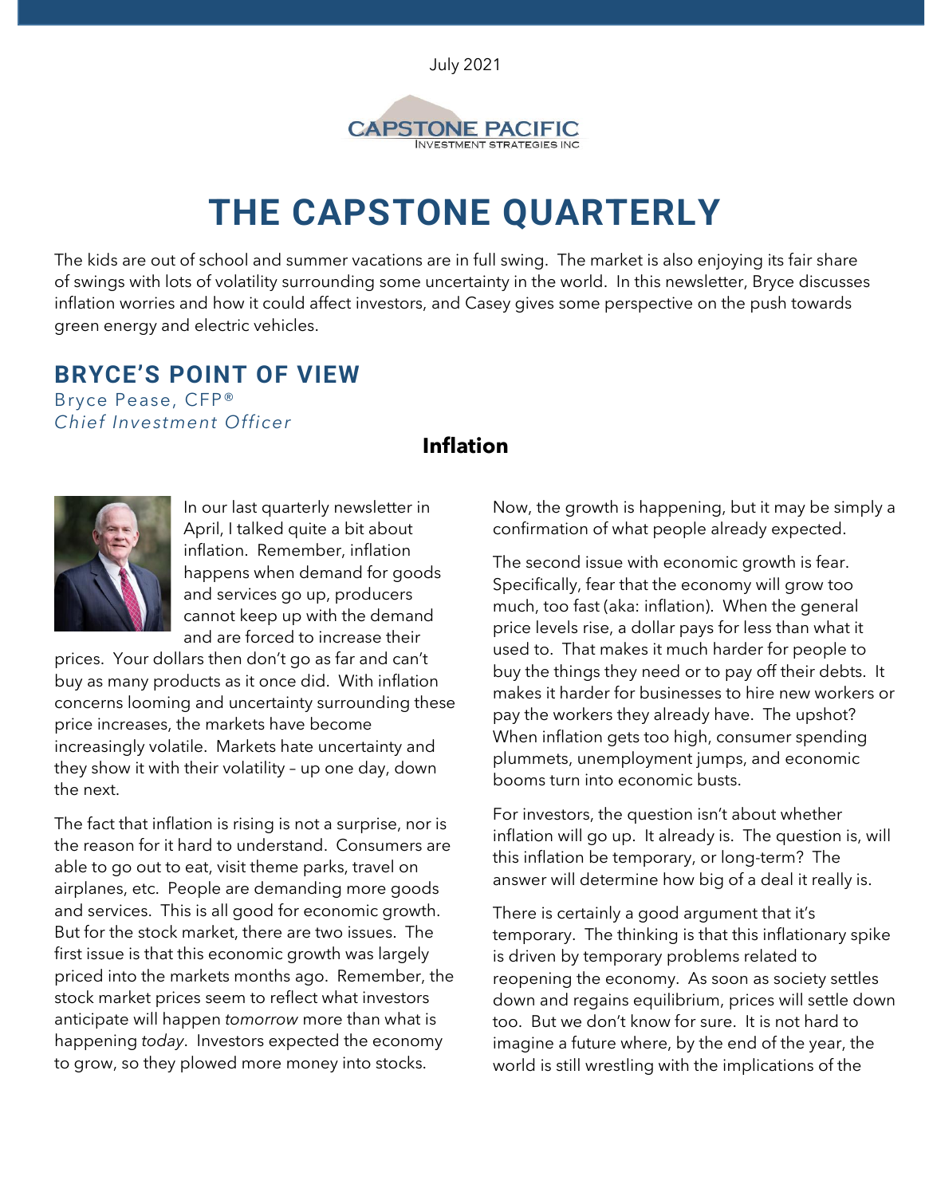July 2021

CAPSTONE PACIFIC
INVESTMENT STRATEGIES INC

# THE CAPSTONE QUARTERLY

The kids are out of school and summer vacations are in full swing. The market is also enjoying its fair share of swings with lots of volatility surrounding some uncertainty in the world. In this newsletter, Bryce discusses inflation worries and how it could affect investors, and Casey gives some perspective on the push towards green energy and electric vehicles.

## BRYCE'S POINT OF VIEW

Bryce Pease, CFP®
*Chief Investment Officer*

### Inflation

In our last quarterly newsletter in April, I talked quite a bit about inflation. Remember, inflation happens when demand for goods and services go up, producers cannot keep up with the demand and are forced to increase their prices. Your dollars then don't go as far and can't buy as many products as it once did. With inflation concerns looming and uncertainty surrounding these price increases, the markets have become increasingly volatile. Markets hate uncertainty and they show it with their volatility – up one day, down the next.

The fact that inflation is rising is not a surprise, nor is the reason for it hard to understand. Consumers are able to go out to eat, visit theme parks, travel on airplanes, etc. People are demanding more goods and services. This is all good for economic growth. But for the stock market, there are two issues. The first issue is that this economic growth was largely priced into the markets months ago. Remember, the stock market prices seem to reflect what investors anticipate will happen *tomorrow* more than what is happening *today*. Investors expected the economy to grow, so they plowed more money into stocks. Now, the growth is happening, but it may be simply a confirmation of what people already expected.

The second issue with economic growth is fear. Specifically, fear that the economy will grow too much, too fast (aka: inflation). When the general price levels rise, a dollar pays for less than what it used to. That makes it much harder for people to buy the things they need or to pay off their debts. It makes it harder for businesses to hire new workers or pay the workers they already have. The upshot? When inflation gets too high, consumer spending plummets, unemployment jumps, and economic booms turn into economic busts.

For investors, the question isn't about whether inflation will go up. It already is. The question is, will this inflation be temporary, or long-term? The answer will determine how big of a deal it really is.

There is certainly a good argument that it's temporary. The thinking is that this inflationary spike is driven by temporary problems related to reopening the economy. As soon as society settles down and regains equilibrium, prices will settle down too. But we don't know for sure. It is not hard to imagine a future where, by the end of the year, the world is still wrestling with the implications of the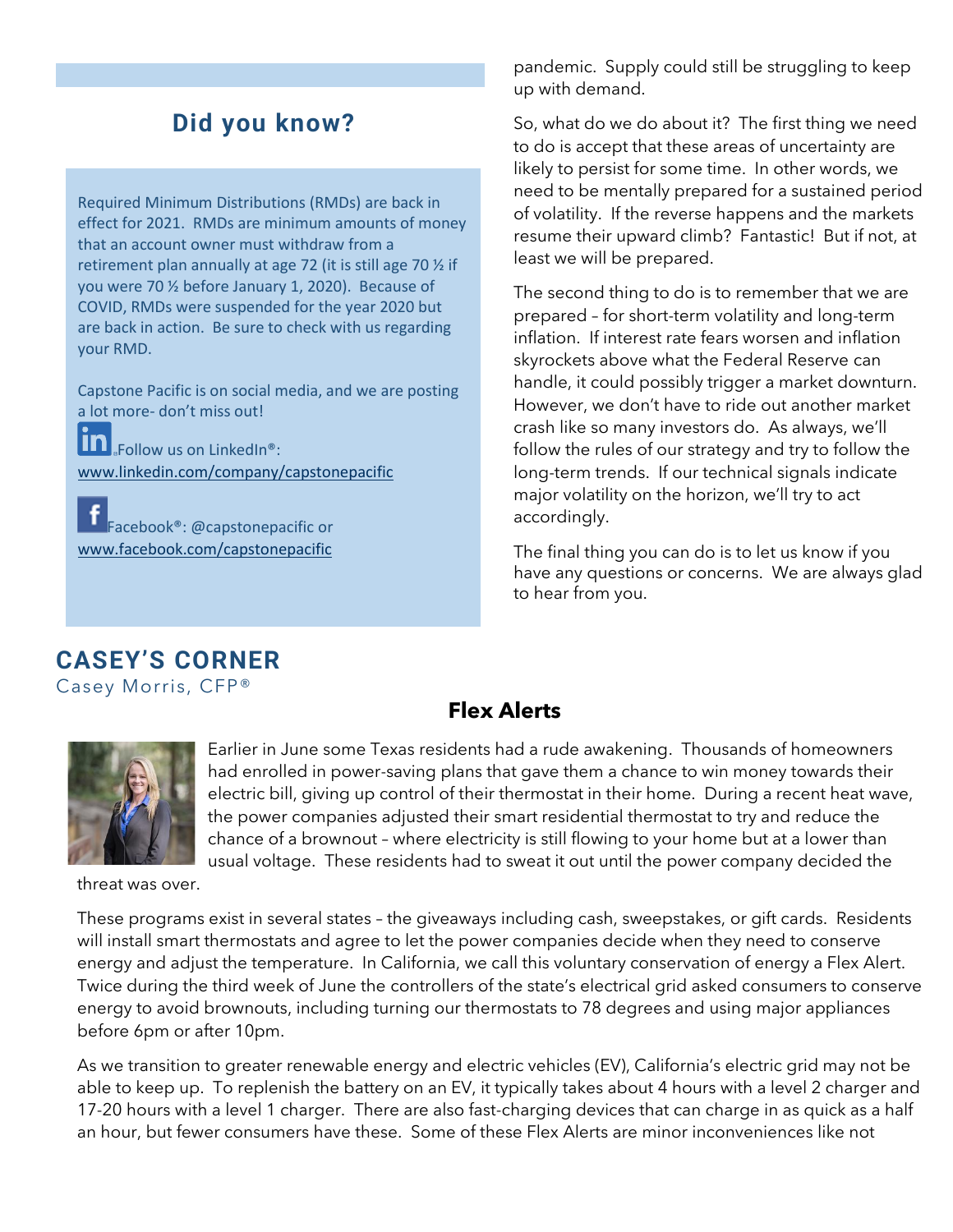## Did you know?

Required Minimum Distributions (RMDs) are back in effect for 2021. RMDs are minimum amounts of money that an account owner must withdraw from a retirement plan annually at age 72 (it is still age 70 ½ if you were 70 ½ before January 1, 2020). Because of COVID, RMDs were suspended for the year 2020 but are back in action. Be sure to check with us regarding your RMD.

Capstone Pacific is on social media, and we are posting a lot more- don't miss out!

Follow us on LinkedIn®: www.linkedin.com/company/capstonepacific

Facebook®: @capstonepacific or www.facebook.com/capstonepacific

pandemic. Supply could still be struggling to keep up with demand.

So, what do we do about it? The first thing we need to do is accept that these areas of uncertainty are likely to persist for some time. In other words, we need to be mentally prepared for a sustained period of volatility. If the reverse happens and the markets resume their upward climb? Fantastic! But if not, at least we will be prepared.

The second thing to do is to remember that we are prepared – for short-term volatility and long-term inflation. If interest rate fears worsen and inflation skyrockets above what the Federal Reserve can handle, it could possibly trigger a market downturn. However, we don't have to ride out another market crash like so many investors do. As always, we'll follow the rules of our strategy and try to follow the long-term trends. If our technical signals indicate major volatility on the horizon, we'll try to act accordingly.

The final thing you can do is to let us know if you have any questions or concerns. We are always glad to hear from you.

## CASEY'S CORNER

Casey Morris, CFP®

### Flex Alerts

Earlier in June some Texas residents had a rude awakening. Thousands of homeowners had enrolled in power-saving plans that gave them a chance to win money towards their electric bill, giving up control of their thermostat in their home. During a recent heat wave, the power companies adjusted their smart residential thermostat to try and reduce the chance of a brownout – where electricity is still flowing to your home but at a lower than usual voltage. These residents had to sweat it out until the power company decided the threat was over.

These programs exist in several states – the giveaways including cash, sweepstakes, or gift cards. Residents will install smart thermostats and agree to let the power companies decide when they need to conserve energy and adjust the temperature. In California, we call this voluntary conservation of energy a Flex Alert. Twice during the third week of June the controllers of the state's electrical grid asked consumers to conserve energy to avoid brownouts, including turning our thermostats to 78 degrees and using major appliances before 6pm or after 10pm.

As we transition to greater renewable energy and electric vehicles (EV), California's electric grid may not be able to keep up. To replenish the battery on an EV, it typically takes about 4 hours with a level 2 charger and 17-20 hours with a level 1 charger. There are also fast-charging devices that can charge in as quick as a half an hour, but fewer consumers have these. Some of these Flex Alerts are minor inconveniences like not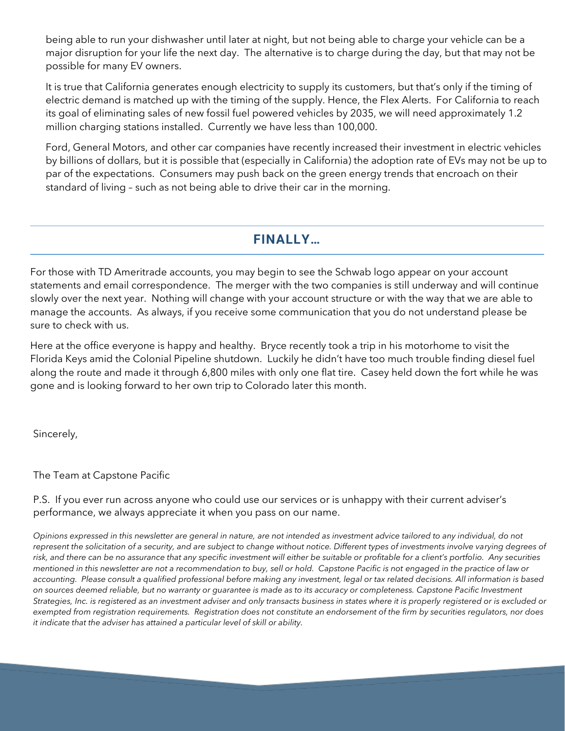being able to run your dishwasher until later at night, but not being able to charge your vehicle can be a major disruption for your life the next day. The alternative is to charge during the day, but that may not be possible for many EV owners.

It is true that California generates enough electricity to supply its customers, but that's only if the timing of electric demand is matched up with the timing of the supply. Hence, the Flex Alerts. For California to reach its goal of eliminating sales of new fossil fuel powered vehicles by 2035, we will need approximately 1.2 million charging stations installed. Currently we have less than 100,000.

Ford, General Motors, and other car companies have recently increased their investment in electric vehicles by billions of dollars, but it is possible that (especially in California) the adoption rate of EVs may not be up to par of the expectations. Consumers may push back on the green energy trends that encroach on their standard of living – such as not being able to drive their car in the morning.

## FINALLY…

For those with TD Ameritrade accounts, you may begin to see the Schwab logo appear on your account statements and email correspondence. The merger with the two companies is still underway and will continue slowly over the next year. Nothing will change with your account structure or with the way that we are able to manage the accounts. As always, if you receive some communication that you do not understand please be sure to check with us.

Here at the office everyone is happy and healthy. Bryce recently took a trip in his motorhome to visit the Florida Keys amid the Colonial Pipeline shutdown. Luckily he didn't have too much trouble finding diesel fuel along the route and made it through 6,800 miles with only one flat tire. Casey held down the fort while he was gone and is looking forward to her own trip to Colorado later this month.

Sincerely,

The Team at Capstone Pacific

P.S. If you ever run across anyone who could use our services or is unhappy with their current adviser's performance, we always appreciate it when you pass on our name.

*Opinions expressed in this newsletter are general in nature, are not intended as investment advice tailored to any individual, do not represent the solicitation of a security, and are subject to change without notice. Different types of investments involve varying degrees of risk, and there can be no assurance that any specific investment will either be suitable or profitable for a client's portfolio. Any securities mentioned in this newsletter are not a recommendation to buy, sell or hold. Capstone Pacific is not engaged in the practice of law or accounting. Please consult a qualified professional before making any investment, legal or tax related decisions. All information is based on sources deemed reliable, but no warranty or guarantee is made as to its accuracy or completeness. Capstone Pacific Investment Strategies, Inc. is registered as an investment adviser and only transacts business in states where it is properly registered or is excluded or exempted from registration requirements. Registration does not constitute an endorsement of the firm by securities regulators, nor does it indicate that the adviser has attained a particular level of skill or ability.*